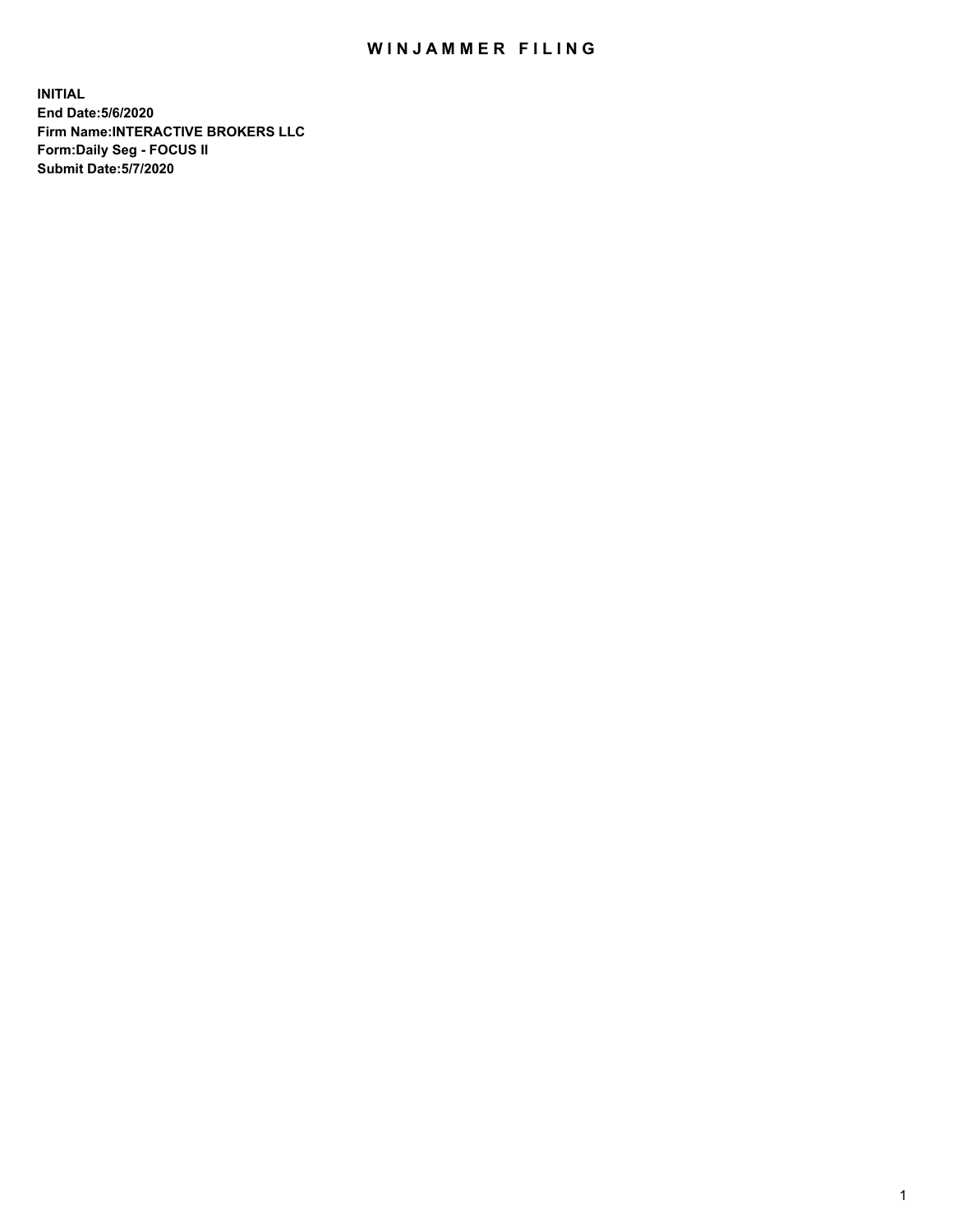# WINJAMMER FILING

**INITIAL**
**End Date:5/6/2020**
**Firm Name:INTERACTIVE BROKERS LLC**
**Form:Daily Seg - FOCUS II**
**Submit Date:5/7/2020**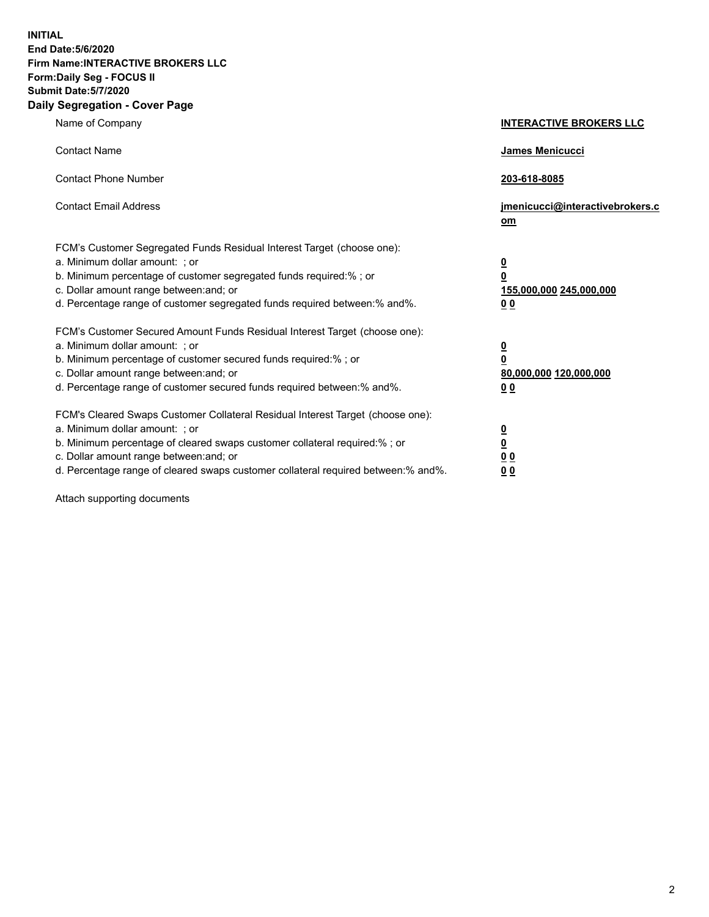**INITIAL**
**End Date:5/6/2020**
**Firm Name:INTERACTIVE BROKERS LLC**
**Form:Daily Seg - FOCUS II**
**Submit Date:5/7/2020**

## Daily Segregation - Cover Page

| | |
|---|---|
| Name of Company | **INTERACTIVE BROKERS LLC** |
| Contact Name | **James Menicucci** |
| Contact Phone Number | **203-618-8085** |
| Contact Email Address | **jmenicucci@interactivebrokers.com** |
| FCM's Customer Segregated Funds Residual Interest Target (choose one): | |
| a. Minimum dollar amount: ; or | **0** |
| b. Minimum percentage of customer segregated funds required:% ; or | **0** |
| c. Dollar amount range between:and; or | **155,000,000 245,000,000** |
| d. Percentage range of customer segregated funds required between:% and%. | **0 0** |
| FCM's Customer Secured Amount Funds Residual Interest Target (choose one): | |
| a. Minimum dollar amount: ; or | **0** |
| b. Minimum percentage of customer secured funds required:% ; or | **0** |
| c. Dollar amount range between:and; or | **80,000,000 120,000,000** |
| d. Percentage range of customer secured funds required between:% and%. | **0 0** |
| FCM's Cleared Swaps Customer Collateral Residual Interest Target (choose one): | |
| a. Minimum dollar amount: ; or | **0** |
| b. Minimum percentage of cleared swaps customer collateral required:% ; or | **0** |
| c. Dollar amount range between:and; or | **0 0** |
| d. Percentage range of cleared swaps customer collateral required between:% and%. | **0 0** |

Attach supporting documents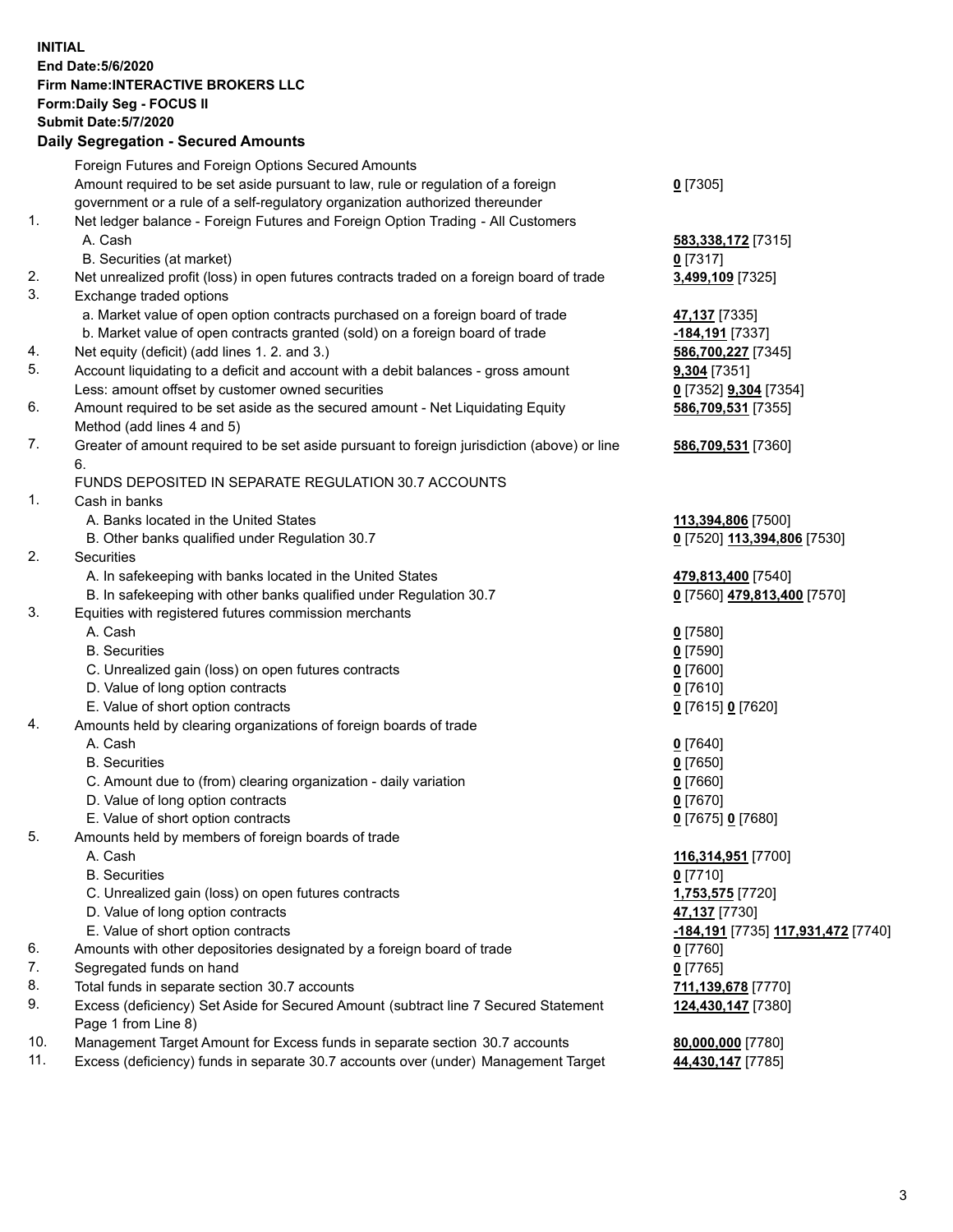**INITIAL**
**End Date:5/6/2020**
**Firm Name:INTERACTIVE BROKERS LLC**
**Form:Daily Seg - FOCUS II**
**Submit Date:5/7/2020**

**Daily Segregation - Secured Amounts**

| | | |
|---|---|---|
| | Foreign Futures and Foreign Options Secured Amounts | |
| | Amount required to be set aside pursuant to law, rule or regulation of a foreign government or a rule of a self-regulatory organization authorized thereunder | **0** [7305] |
| 1. | Net ledger balance - Foreign Futures and Foreign Option Trading - All Customers | |
| | A. Cash | **583,338,172** [7315] |
| | B. Securities (at market) | **0** [7317] |
| 2. | Net unrealized profit (loss) in open futures contracts traded on a foreign board of trade | **3,499,109** [7325] |
| 3. | Exchange traded options | |
| | a. Market value of open option contracts purchased on a foreign board of trade | **47,137** [7335] |
| | b. Market value of open contracts granted (sold) on a foreign board of trade | **-184,191** [7337] |
| 4. | Net equity (deficit) (add lines 1. 2. and 3.) | **586,700,227** [7345] |
| 5. | Account liquidating to a deficit and account with a debit balances - gross amount | **9,304** [7351] |
| | Less: amount offset by customer owned securities | **0** [7352] **9,304** [7354] |
| 6. | Amount required to be set aside as the secured amount - Net Liquidating Equity Method (add lines 4 and 5) | **586,709,531** [7355] |
| 7. | Greater of amount required to be set aside pursuant to foreign jurisdiction (above) or line 6. | **586,709,531** [7360] |
| | FUNDS DEPOSITED IN SEPARATE REGULATION 30.7 ACCOUNTS | |
| 1. | Cash in banks | |
| | A. Banks located in the United States | **113,394,806** [7500] |
| | B. Other banks qualified under Regulation 30.7 | **0** [7520] **113,394,806** [7530] |
| 2. | Securities | |
| | A. In safekeeping with banks located in the United States | **479,813,400** [7540] |
| | B. In safekeeping with other banks qualified under Regulation 30.7 | **0** [7560] **479,813,400** [7570] |
| 3. | Equities with registered futures commission merchants | |
| | A. Cash | **0** [7580] |
| | B. Securities | **0** [7590] |
| | C. Unrealized gain (loss) on open futures contracts | **0** [7600] |
| | D. Value of long option contracts | **0** [7610] |
| | E. Value of short option contracts | **0** [7615] **0** [7620] |
| 4. | Amounts held by clearing organizations of foreign boards of trade | |
| | A. Cash | **0** [7640] |
| | B. Securities | **0** [7650] |
| | C. Amount due to (from) clearing organization - daily variation | **0** [7660] |
| | D. Value of long option contracts | **0** [7670] |
| | E. Value of short option contracts | **0** [7675] **0** [7680] |
| 5. | Amounts held by members of foreign boards of trade | |
| | A. Cash | **116,314,951** [7700] |
| | B. Securities | **0** [7710] |
| | C. Unrealized gain (loss) on open futures contracts | **1,753,575** [7720] |
| | D. Value of long option contracts | **47,137** [7730] |
| | E. Value of short option contracts | **-184,191** [7735] **117,931,472** [7740] |
| 6. | Amounts with other depositories designated by a foreign board of trade | **0** [7760] |
| 7. | Segregated funds on hand | **0** [7765] |
| 8. | Total funds in separate section 30.7 accounts | **711,139,678** [7770] |
| 9. | Excess (deficiency) Set Aside for Secured Amount (subtract line 7 Secured Statement Page 1 from Line 8) | **124,430,147** [7380] |
| 10. | Management Target Amount for Excess funds in separate section 30.7 accounts | **80,000,000** [7780] |
| 11. | Excess (deficiency) funds in separate 30.7 accounts over (under) Management Target | **44,430,147** [7785] |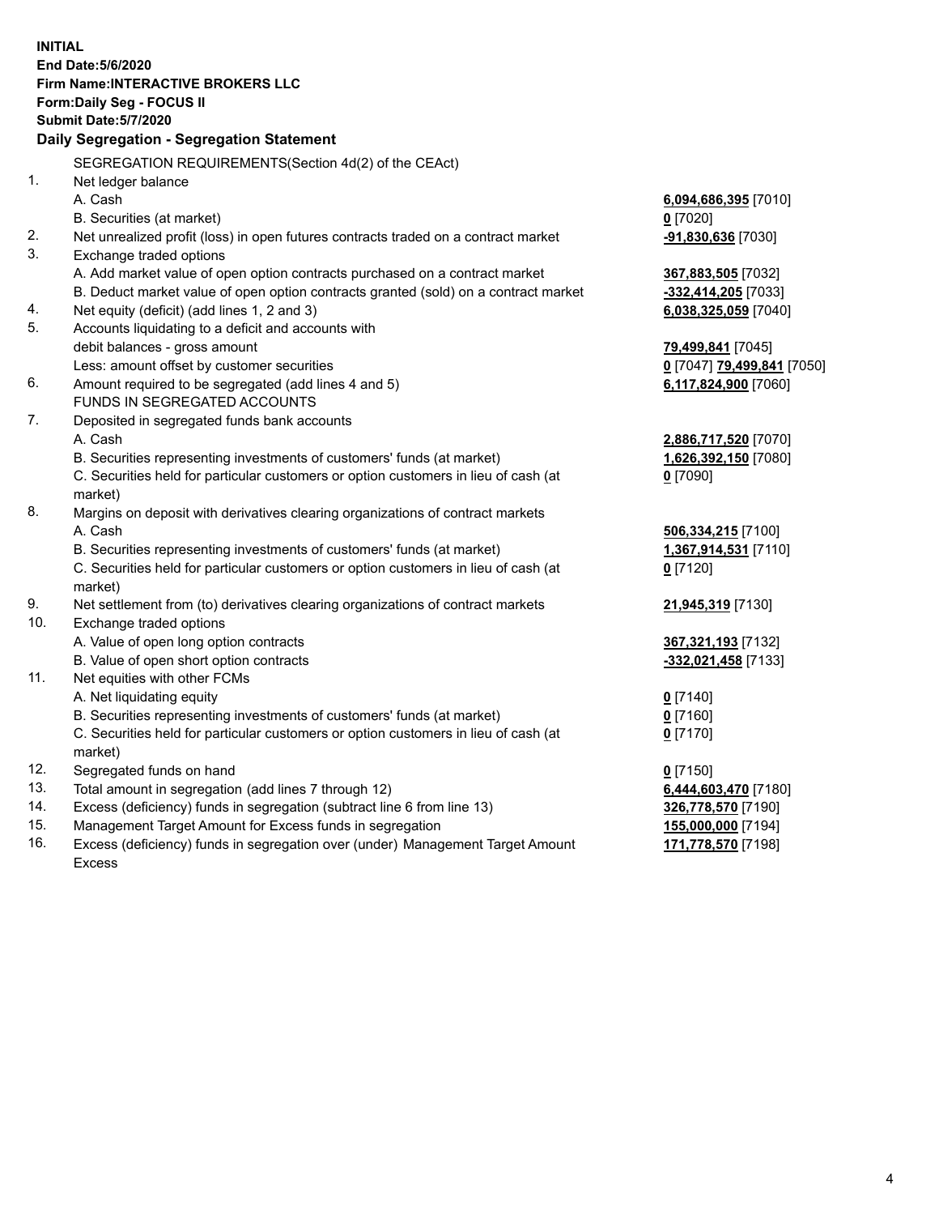**INITIAL**
**End Date:5/6/2020**
**Firm Name:INTERACTIVE BROKERS LLC**
**Form:Daily Seg - FOCUS II**
**Submit Date:5/7/2020**

## Daily Segregation - Segregation Statement

SEGREGATION REQUIREMENTS(Section 4d(2) of the CEAct)

| | | |
|---|---|---|
| 1. | Net ledger balance | |
| | A. Cash | **6,094,686,395** [7010] |
| | B. Securities (at market) | **0** [7020] |
| 2. | Net unrealized profit (loss) in open futures contracts traded on a contract market | **-91,830,636** [7030] |
| 3. | Exchange traded options | |
| | A. Add market value of open option contracts purchased on a contract market | **367,883,505** [7032] |
| | B. Deduct market value of open option contracts granted (sold) on a contract market | **-332,414,205** [7033] |
| 4. | Net equity (deficit) (add lines 1, 2 and 3) | **6,038,325,059** [7040] |
| 5. | Accounts liquidating to a deficit and accounts with debit balances - gross amount | **79,499,841** [7045] |
| | Less: amount offset by customer securities | **0** [7047] **79,499,841** [7050] |
| 6. | Amount required to be segregated (add lines 4 and 5) | **6,117,824,900** [7060] |
| | FUNDS IN SEGREGATED ACCOUNTS | |
| 7. | Deposited in segregated funds bank accounts | |
| | A. Cash | **2,886,717,520** [7070] |
| | B. Securities representing investments of customers' funds (at market) | **1,626,392,150** [7080] |
| | C. Securities held for particular customers or option customers in lieu of cash (at market) | **0** [7090] |
| 8. | Margins on deposit with derivatives clearing organizations of contract markets | |
| | A. Cash | **506,334,215** [7100] |
| | B. Securities representing investments of customers' funds (at market) | **1,367,914,531** [7110] |
| | C. Securities held for particular customers or option customers in lieu of cash (at market) | **0** [7120] |
| 9. | Net settlement from (to) derivatives clearing organizations of contract markets | **21,945,319** [7130] |
| 10. | Exchange traded options | |
| | A. Value of open long option contracts | **367,321,193** [7132] |
| | B. Value of open short option contracts | **-332,021,458** [7133] |
| 11. | Net equities with other FCMs | |
| | A. Net liquidating equity | **0** [7140] |
| | B. Securities representing investments of customers' funds (at market) | **0** [7160] |
| | C. Securities held for particular customers or option customers in lieu of cash (at market) | **0** [7170] |
| 12. | Segregated funds on hand | **0** [7150] |
| 13. | Total amount in segregation (add lines 7 through 12) | **6,444,603,470** [7180] |
| 14. | Excess (deficiency) funds in segregation (subtract line 6 from line 13) | **326,778,570** [7190] |
| 15. | Management Target Amount for Excess funds in segregation | **155,000,000** [7194] |
| 16. | Excess (deficiency) funds in segregation over (under) Management Target Amount Excess | **171,778,570** [7198] |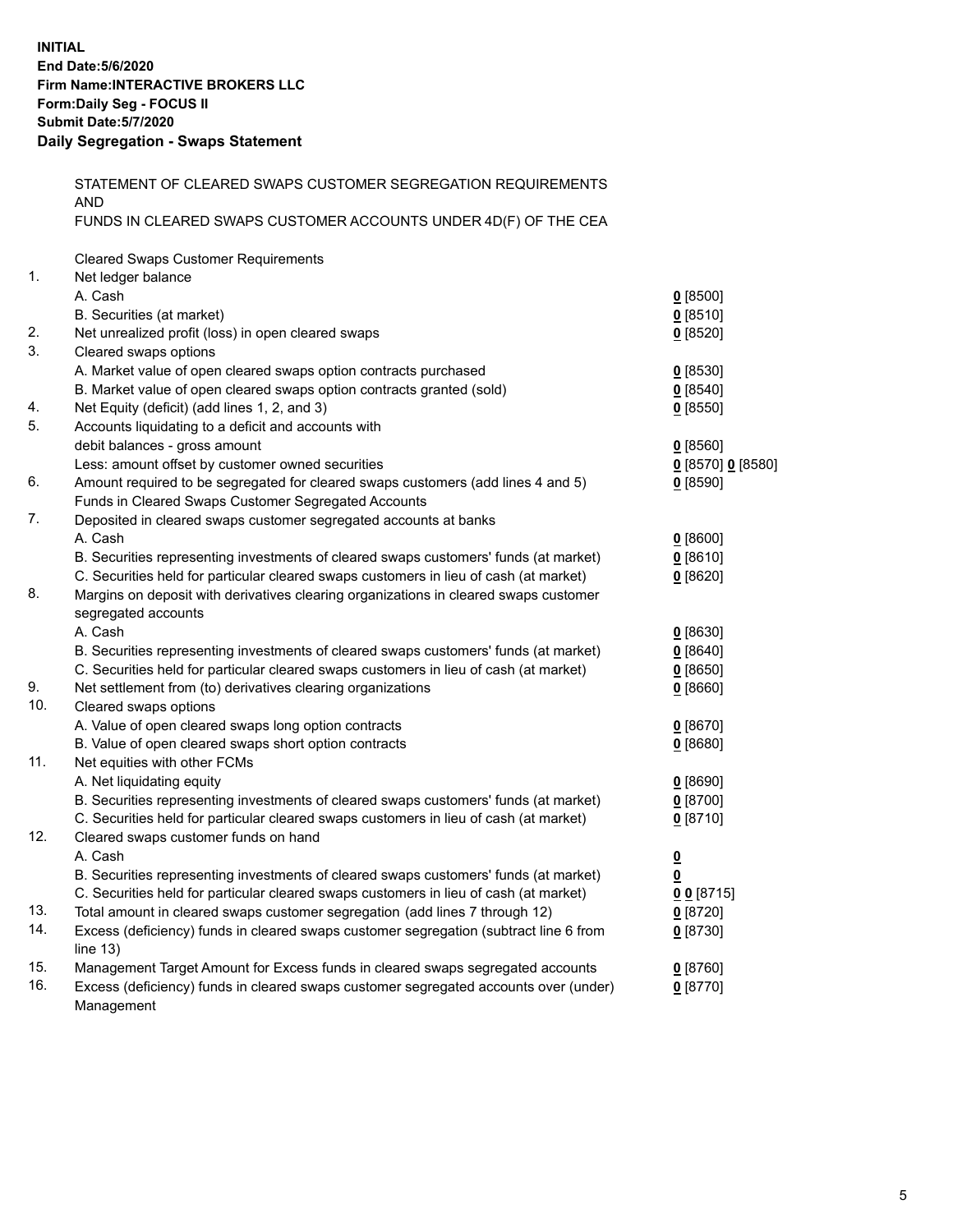**INITIAL**
**End Date:5/6/2020**
**Firm Name:INTERACTIVE BROKERS LLC**
**Form:Daily Seg - FOCUS II**
**Submit Date:5/7/2020**
**Daily Segregation - Swaps Statement**

STATEMENT OF CLEARED SWAPS CUSTOMER SEGREGATION REQUIREMENTS AND FUNDS IN CLEARED SWAPS CUSTOMER ACCOUNTS UNDER 4D(F) OF THE CEA

| | | |
|---|---|---|
| | Cleared Swaps Customer Requirements | |
| 1. | Net ledger balance | |
| | A. Cash | 0 [8500] |
| | B. Securities (at market) | 0 [8510] |
| 2. | Net unrealized profit (loss) in open cleared swaps | 0 [8520] |
| 3. | Cleared swaps options | |
| | A. Market value of open cleared swaps option contracts purchased | 0 [8530] |
| | B. Market value of open cleared swaps option contracts granted (sold) | 0 [8540] |
| 4. | Net Equity (deficit) (add lines 1, 2, and 3) | 0 [8550] |
| 5. | Accounts liquidating to a deficit and accounts with | |
| | debit balances - gross amount | 0 [8560] |
| | Less: amount offset by customer owned securities | 0 [8570] 0 [8580] |
| 6. | Amount required to be segregated for cleared swaps customers (add lines 4 and 5) | 0 [8590] |
| | Funds in Cleared Swaps Customer Segregated Accounts | |
| 7. | Deposited in cleared swaps customer segregated accounts at banks | |
| | A. Cash | 0 [8600] |
| | B. Securities representing investments of cleared swaps customers' funds (at market) | 0 [8610] |
| | C. Securities held for particular cleared swaps customers in lieu of cash (at market) | 0 [8620] |
| 8. | Margins on deposit with derivatives clearing organizations in cleared swaps customer segregated accounts | |
| | A. Cash | 0 [8630] |
| | B. Securities representing investments of cleared swaps customers' funds (at market) | 0 [8640] |
| | C. Securities held for particular cleared swaps customers in lieu of cash (at market) | 0 [8650] |
| 9. | Net settlement from (to) derivatives clearing organizations | 0 [8660] |
| 10. | Cleared swaps options | |
| | A. Value of open cleared swaps long option contracts | 0 [8670] |
| | B. Value of open cleared swaps short option contracts | 0 [8680] |
| 11. | Net equities with other FCMs | |
| | A. Net liquidating equity | 0 [8690] |
| | B. Securities representing investments of cleared swaps customers' funds (at market) | 0 [8700] |
| | C. Securities held for particular cleared swaps customers in lieu of cash (at market) | 0 [8710] |
| 12. | Cleared swaps customer funds on hand | |
| | A. Cash | 0 |
| | B. Securities representing investments of cleared swaps customers' funds (at market) | 0 |
| | C. Securities held for particular cleared swaps customers in lieu of cash (at market) | 0 0 [8715] |
| 13. | Total amount in cleared swaps customer segregation (add lines 7 through 12) | 0 [8720] |
| 14. | Excess (deficiency) funds in cleared swaps customer segregation (subtract line 6 from line 13) | 0 [8730] |
| 15. | Management Target Amount for Excess funds in cleared swaps segregated accounts | 0 [8760] |
| 16. | Excess (deficiency) funds in cleared swaps customer segregated accounts over (under) Management | 0 [8770] |